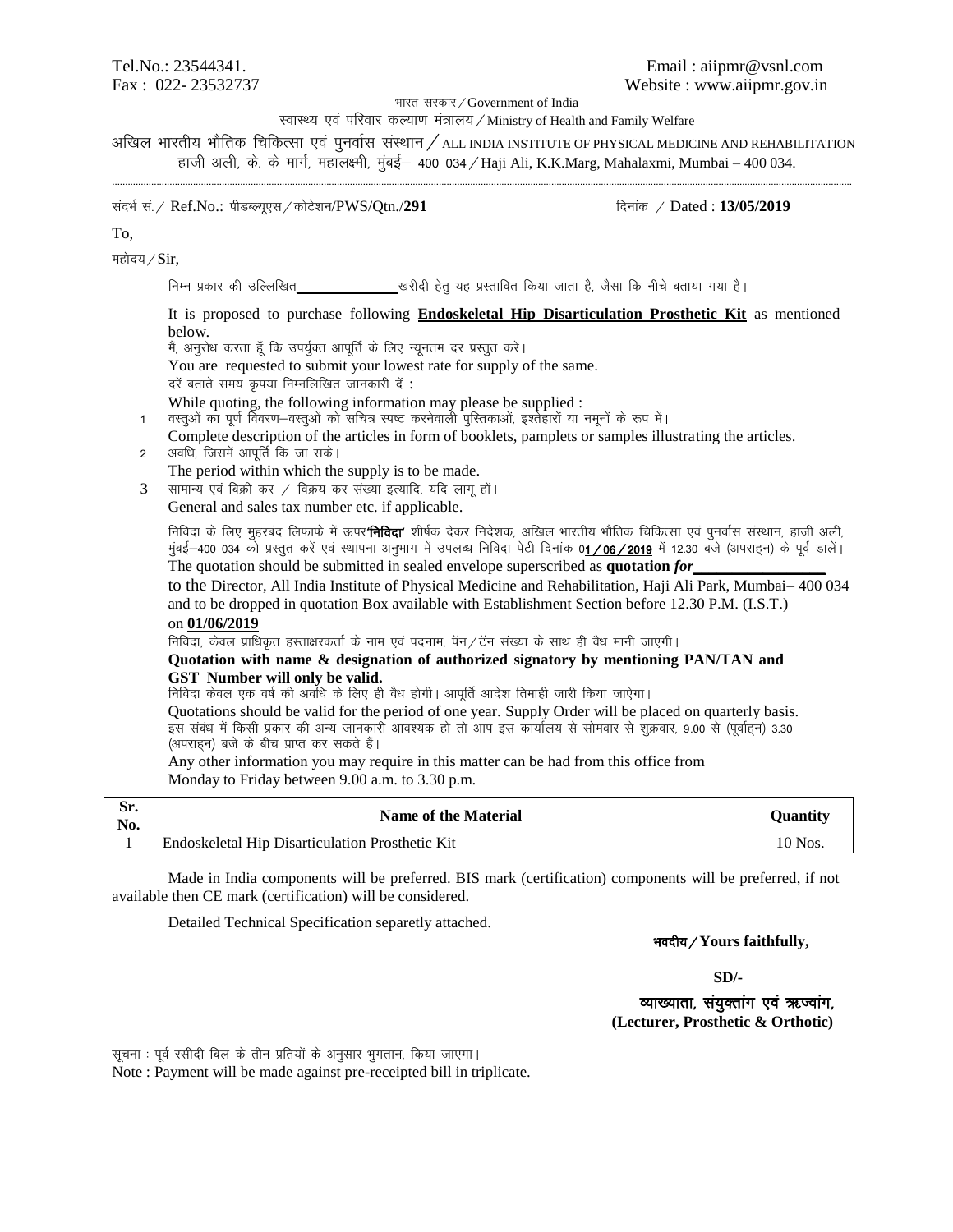Tel.No.: 23544341. Email : aiipmr@vsnl.com

Fax : 022- 23532737 Website : www.aiipmr.gov.in

भारत सरकार / Government of India

स्वास्थ्य एवं परिवार कल्याण मंत्रालय / Ministry of Health and Family Welfare

अखिल भारतीय भौतिक चिकित्सा एवं पुनर्वास संस्थान / ALL INDIA INSTITUTE OF PHYSICAL MEDICINE AND REHABILITATION

हाजी अली, के. के मार्ग, महालक्ष्मी, मुंबई– 400 034 / Haji Ali, K.K.Marg, Mahalaxmi, Mumbai – 400 034.

---

संदर्भ सं. / Ref.No.: पीडब्ल्यूएस / कोटेशन/PWS/Qtn./**291** दिनांक / Dated : **13/05/2019**

To,

महोदय / Sir,

निम्न प्रकार की उल्लिखित______________खरीदी हेतु यह प्रस्तावित किया जाता है, जैसा कि नीचे बताया गया है।

It is proposed to purchase following **Endoskeletal Hip Disarticulation Prosthetic Kit** as mentioned below.

मैं, अनुरोध करता हूँ कि उपर्युक्त आपूर्ति के लिए न्यूनतम दर प्रस्तुत करें।

You are requested to submit your lowest rate for supply of the same.

दरें बताते समय कृपया निम्नलिखित जानकारी दें :

While quoting, the following information may please be supplied :

1. वस्तुओं का पूर्ण विवरण–वस्तुओं को सचित्र स्पष्ट करनेवाली पुस्तिकाओं, इश्तेहारों या नमूनों के रूप में।
   Complete description of the articles in form of booklets, pamplets or samples illustrating the articles.
2. अवधि, जिसमें आपूर्ति कि जा सके।
   The period within which the supply is to be made.
3. सामान्य एवं बिक्री कर / विक्रय कर संख्या इत्यादि, यदि लागू हों।
   General and sales tax number etc. if applicable.

निविदा के लिए मुहरबंद लिफाफे में ऊपर **'निविदा'** शीर्षक देकर निदेशक, अखिल भारतीय भौतिक चिकित्सा एवं पुनर्वास संस्थान, हाजी अली, मुंबई–400 034 को प्रस्तुत करें एवं स्थापना अनुभाग में उपलब्ध निविदा पेटी दिनांक **01/06/2019** में 12.30 बजे (अपराह्न) के पूर्व डालें।

The quotation should be submitted in sealed envelope superscribed as **quotation *for*________________** to the Director, All India Institute of Physical Medicine and Rehabilitation, Haji Ali Park, Mumbai– 400 034 and to be dropped in quotation Box available with Establishment Section before 12.30 P.M. (I.S.T.) on **01/06/2019**

निविदा, केवल प्राधिकृत हस्ताक्षरकर्ता के नाम एवं पदनाम, पॅन / टॅन संख्या के साथ ही वैध मानी जाएगी।

**Quotation with name & designation of authorized signatory by mentioning PAN/TAN and GST Number will only be valid.**

निविदा केवल एक वर्ष की अवधि के लिए ही वैध होगी। आपूर्ति आदेश तिमाही जारी किया जाएेगा।

Quotations should be valid for the period of one year. Supply Order will be placed on quarterly basis.

इस संबंध में किसी प्रकार की अन्य जानकारी आवश्यक हो तो आप इस कार्यालय से सोमवार से शुक्रवार, 9.00 से (पूर्वाह्न) 3.30 (अपराह्न) बजे के बीच प्राप्त कर सकते हैं।

Any other information you may require in this matter can be had from this office from Monday to Friday between 9.00 a.m. to 3.30 p.m.

| Sr. No. | Name of the Material | Quantity |
|---|---|---|
| 1 | Endoskeletal Hip Disarticulation Prosthetic Kit | 10 Nos. |

Made in India components will be preferred. BIS mark (certification) components will be preferred, if not available then CE mark (certification) will be considered.

Detailed Technical Specification separetly attached.

भवदीय / **Yours faithfully,**

**SD/-**

**व्याख्याता, संयुक्तांग एवं ऋज्वांग,**
**(Lecturer, Prosthetic & Orthotic)**

सूचना : पूर्व रसीदी बिल के तीन प्रतियों के अनुसार भुगतान, किया जाएगा।

Note : Payment will be made against pre-receipted bill in triplicate.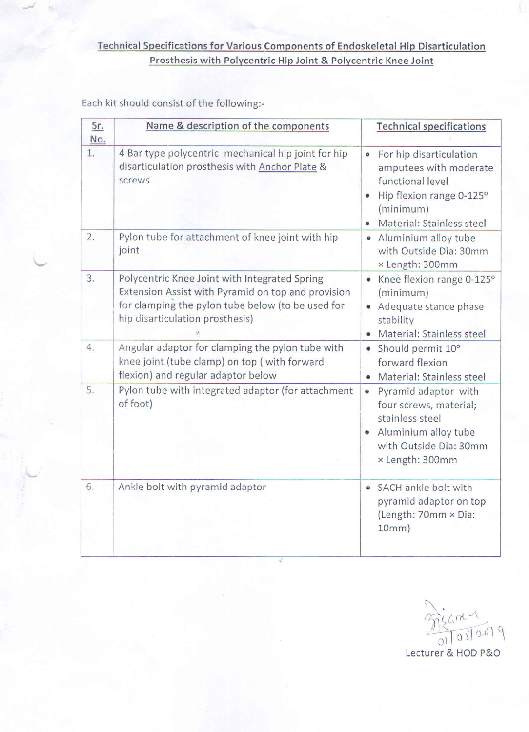## Technical Specifications for Various Components of Endoskeletal Hip Disarticulation Prosthesis with Polycentric Hip Joint & Polycentric Knee Joint

Each kit should consist of the following:-

| Sr. No. | Name & description of the components | Technical specifications |
|---|---|---|
| 1. | 4 Bar type polycentric mechanical hip joint for hip disarticulation prosthesis with Anchor Plate & screws | • For hip disarticulation amputees with moderate functional level<br>• Hip flexion range 0-125° (minimum)<br>• Material: Stainless steel |
| 2. | Pylon tube for attachment of knee joint with hip joint | • Aluminium alloy tube with Outside Dia: 30mm × Length: 300mm |
| 3. | Polycentric Knee Joint with Integrated Spring Extension Assist with Pyramid on top and provision for clamping the pylon tube below (to be used for hip disarticulation prosthesis) | • Knee flexion range 0-125° (minimum)<br>• Adequate stance phase stability<br>• Material: Stainless steel |
| 4. | Angular adaptor for clamping the pylon tube with knee joint (tube clamp) on top ( with forward flexion) and regular adaptor below | • Should permit 10° forward flexion<br>• Material: Stainless steel |
| 5. | Pylon tube with integrated adaptor (for attachment of foot) | • Pyramid adaptor with four screws, material; stainless steel<br>• Aluminium alloy tube with Outside Dia: 30mm × Length: 300mm |
| 6. | Ankle bolt with pyramid adaptor | • SACH ankle bolt with pyramid adaptor on top (Length: 70mm × Dia: 10mm) |

01/05/2019

Lecturer & HOD P&O